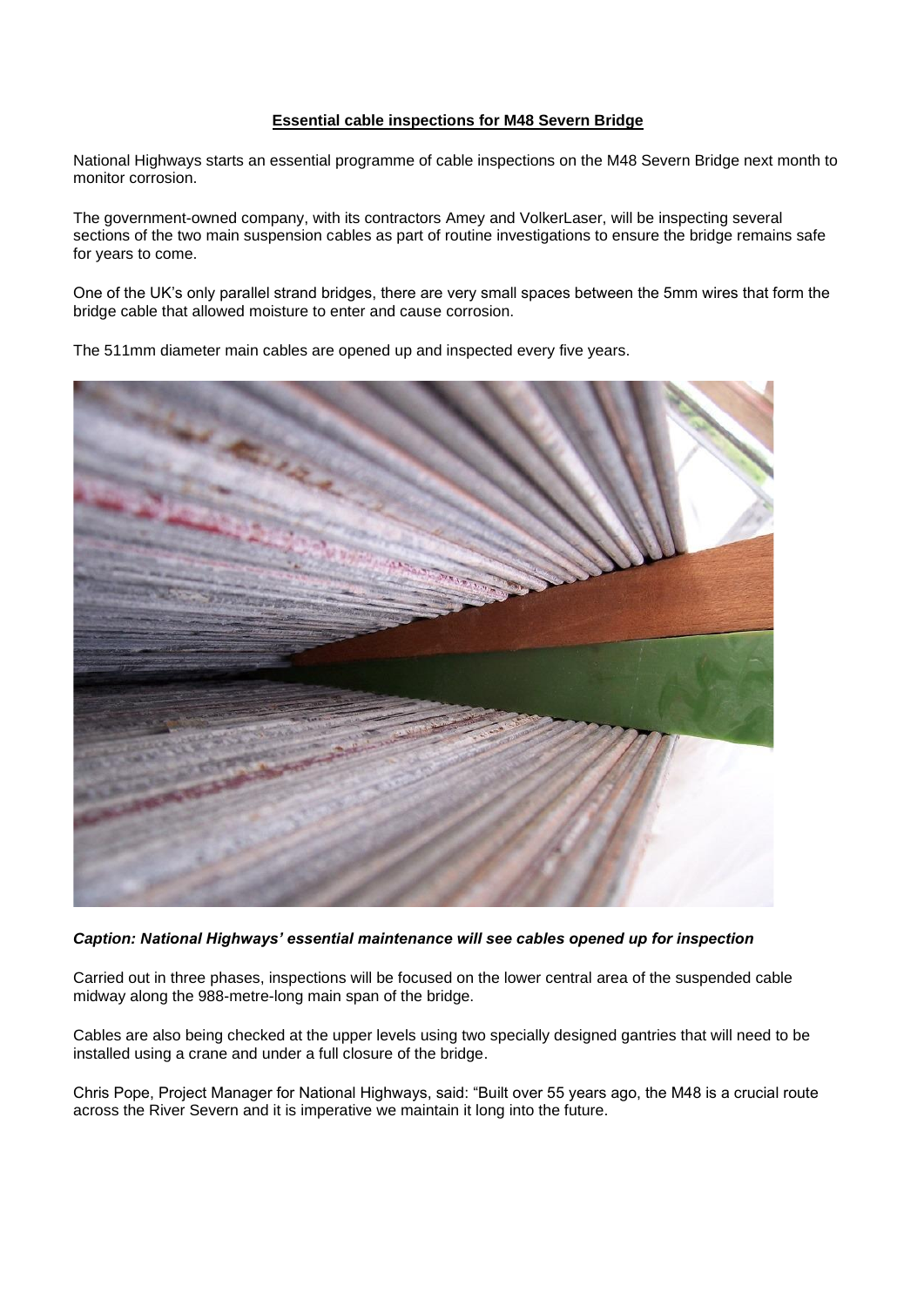**Essential cable inspections for M48 Severn Bridge**

National Highways starts an essential programme of cable inspections on the M48 Severn Bridge next month to monitor corrosion.

The government-owned company, with its contractors Amey and VolkerLaser, will be inspecting several sections of the two main suspension cables as part of routine investigations to ensure the bridge remains safe for years to come.

One of the UK's only parallel strand bridges, there are very small spaces between the 5mm wires that form the bridge cable that allowed moisture to enter and cause corrosion.

The 511mm diameter main cables are opened up and inspected every five years.

***Caption: National Highways' essential maintenance will see cables opened up for inspection***

Carried out in three phases, inspections will be focused on the lower central area of the suspended cable midway along the 988-metre-long main span of the bridge.

Cables are also being checked at the upper levels using two specially designed gantries that will need to be installed using a crane and under a full closure of the bridge.

Chris Pope, Project Manager for National Highways, said: "Built over 55 years ago, the M48 is a crucial route across the River Severn and it is imperative we maintain it long into the future.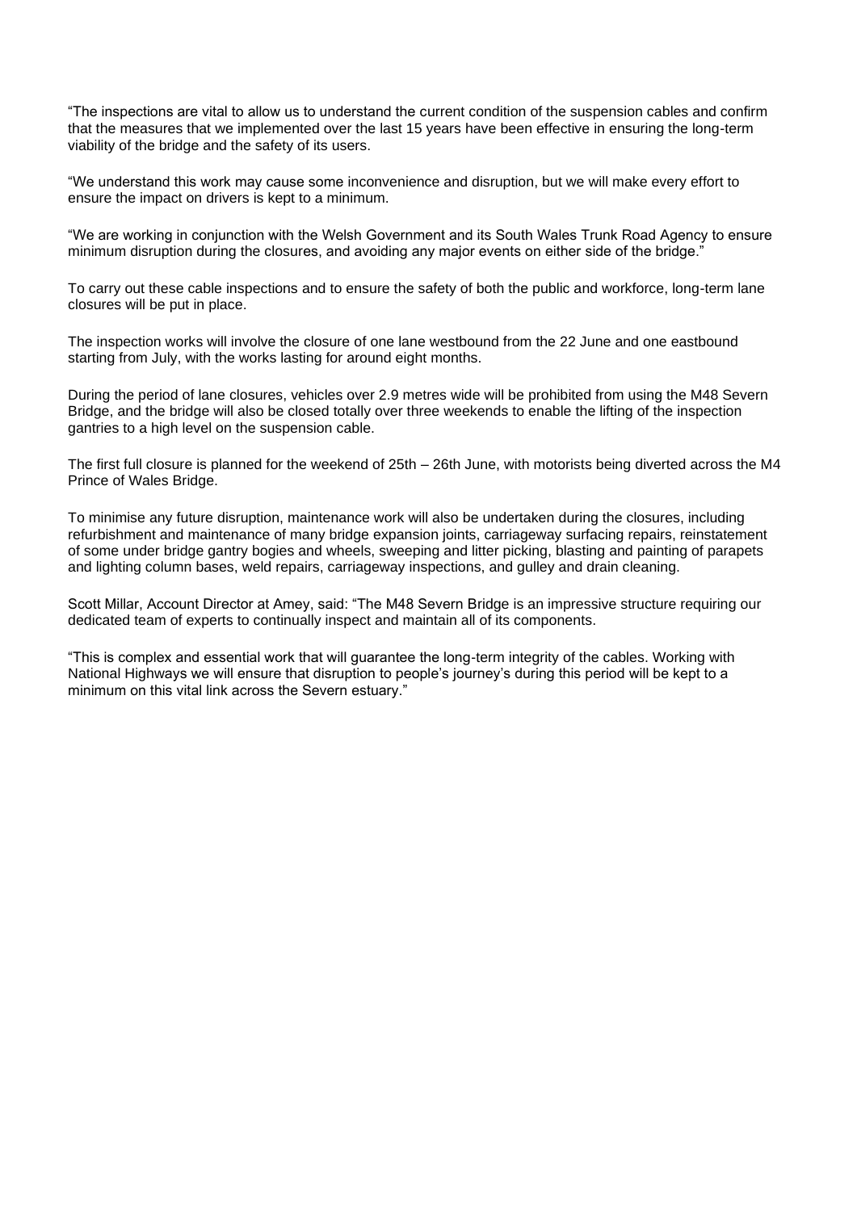"The inspections are vital to allow us to understand the current condition of the suspension cables and confirm that the measures that we implemented over the last 15 years have been effective in ensuring the long-term viability of the bridge and the safety of its users.

"We understand this work may cause some inconvenience and disruption, but we will make every effort to ensure the impact on drivers is kept to a minimum.

"We are working in conjunction with the Welsh Government and its South Wales Trunk Road Agency to ensure minimum disruption during the closures, and avoiding any major events on either side of the bridge."

To carry out these cable inspections and to ensure the safety of both the public and workforce, long-term lane closures will be put in place.

The inspection works will involve the closure of one lane westbound from the 22 June and one eastbound starting from July, with the works lasting for around eight months.

During the period of lane closures, vehicles over 2.9 metres wide will be prohibited from using the M48 Severn Bridge, and the bridge will also be closed totally over three weekends to enable the lifting of the inspection gantries to a high level on the suspension cable.

The first full closure is planned for the weekend of 25th – 26th June, with motorists being diverted across the M4 Prince of Wales Bridge.

To minimise any future disruption, maintenance work will also be undertaken during the closures, including refurbishment and maintenance of many bridge expansion joints, carriageway surfacing repairs, reinstatement of some under bridge gantry bogies and wheels, sweeping and litter picking, blasting and painting of parapets and lighting column bases, weld repairs, carriageway inspections, and gulley and drain cleaning.

Scott Millar, Account Director at Amey, said: "The M48 Severn Bridge is an impressive structure requiring our dedicated team of experts to continually inspect and maintain all of its components.

"This is complex and essential work that will guarantee the long-term integrity of the cables. Working with National Highways we will ensure that disruption to people's journey's during this period will be kept to a minimum on this vital link across the Severn estuary."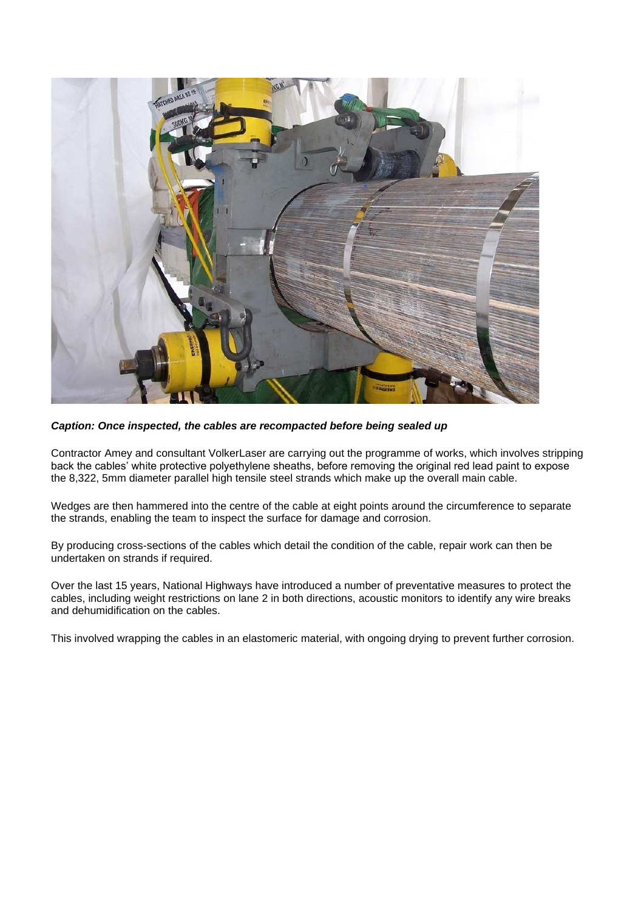***Caption: Once inspected, the cables are recompacted before being sealed up***

Contractor Amey and consultant VolkerLaser are carrying out the programme of works, which involves stripping back the cables' white protective polyethylene sheaths, before removing the original red lead paint to expose the 8,322, 5mm diameter parallel high tensile steel strands which make up the overall main cable.

Wedges are then hammered into the centre of the cable at eight points around the circumference to separate the strands, enabling the team to inspect the surface for damage and corrosion.

By producing cross-sections of the cables which detail the condition of the cable, repair work can then be undertaken on strands if required.

Over the last 15 years, National Highways have introduced a number of preventative measures to protect the cables, including weight restrictions on lane 2 in both directions, acoustic monitors to identify any wire breaks and dehumidification on the cables.

This involved wrapping the cables in an elastomeric material, with ongoing drying to prevent further corrosion.